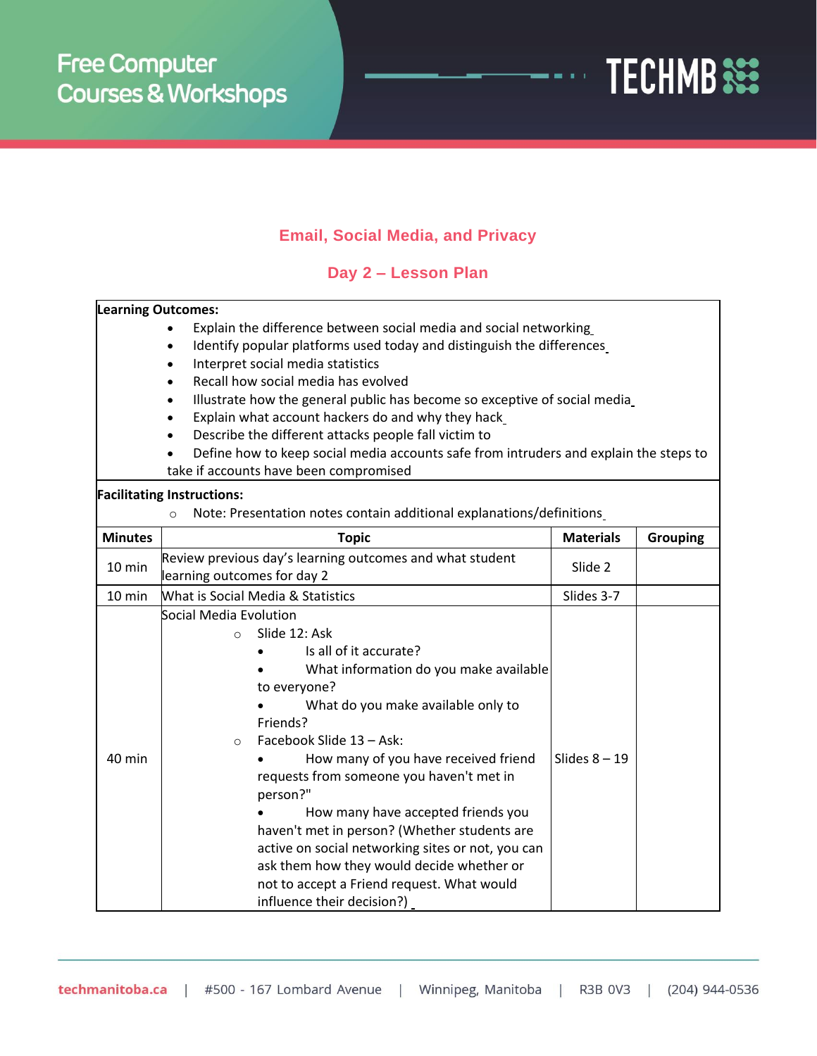## Email, Social Media, and Privacy

### Day 2 – Lesson Plan

**Learning Outcomes:**

- Explain the difference between social media and social networking
- Identify popular platforms used today and distinguish the differences
- Interpret social media statistics
- Recall how social media has evolved
- Illustrate how the general public has become so exceptive of social media
- Explain what account hackers do and why they hack
- Describe the different attacks people fall victim to
- Define how to keep social media accounts safe from intruders and explain the steps to take if accounts have been compromised

**Facilitating Instructions:**

- Note: Presentation notes contain additional explanations/definitions

| Minutes | Topic | Materials | Grouping |
|---|---|---|---|
| 10 min | Review previous day's learning outcomes and what student learning outcomes for day 2 | Slide 2 | |
| 10 min | What is Social Media & Statistics | Slides 3-7 | |
| 40 min | Social Media Evolution<br>○ Slide 12: Ask<br>• Is all of it accurate?<br>• What information do you make available to everyone?<br>• What do you make available only to Friends?<br>○ Facebook Slide 13 – Ask:<br>• How many of you have received friend requests from someone you haven't met in person?"<br>• How many have accepted friends you haven't met in person? (Whether students are active on social networking sites or not, you can ask them how they would decide whether or not to accept a Friend request. What would influence their decision?) | Slides 8 – 19 | |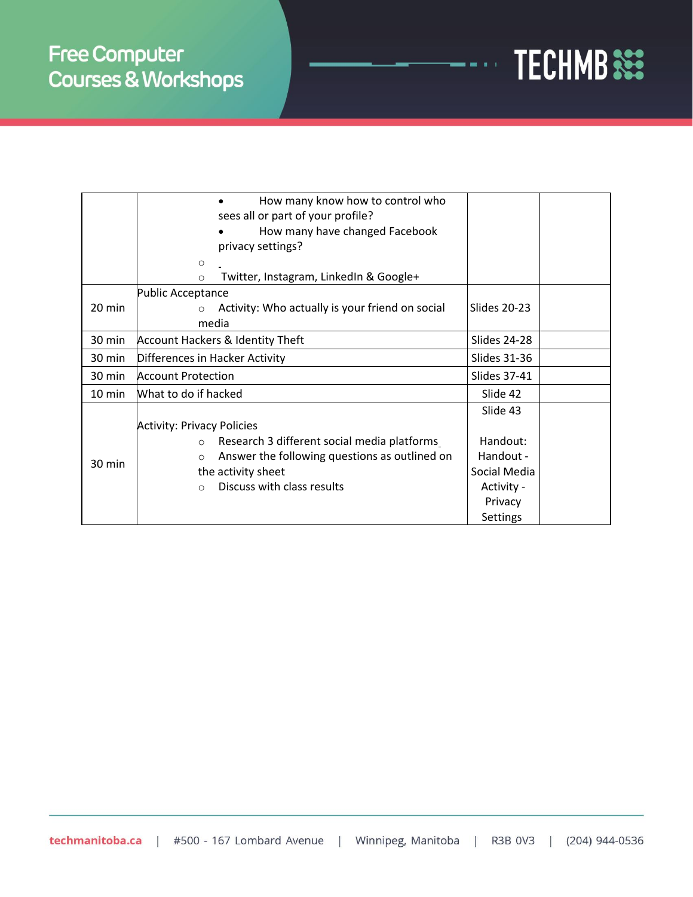| | | | |
|---|---|---|---|
| | • How many know how to control who sees all or part of your profile?<br>• How many have changed Facebook privacy settings?<br>○ -<br>○ Twitter, Instagram, LinkedIn & Google+ | | |
| 20 min | Public Acceptance<br>○ Activity: Who actually is your friend on social media | Slides 20-23 | |
| 30 min | Account Hackers & Identity Theft | Slides 24-28 | |
| 30 min | Differences in Hacker Activity | Slides 31-36 | |
| 30 min | Account Protection | Slides 37-41 | |
| 10 min | What to do if hacked | Slide 42 | |
| 30 min | Activity: Privacy Policies<br>○ Research 3 different social media platforms<br>○ Answer the following questions as outlined on the activity sheet<br>○ Discuss with class results | Slide 43<br><br>Handout: Handout - Social Media Activity - Privacy Settings | |